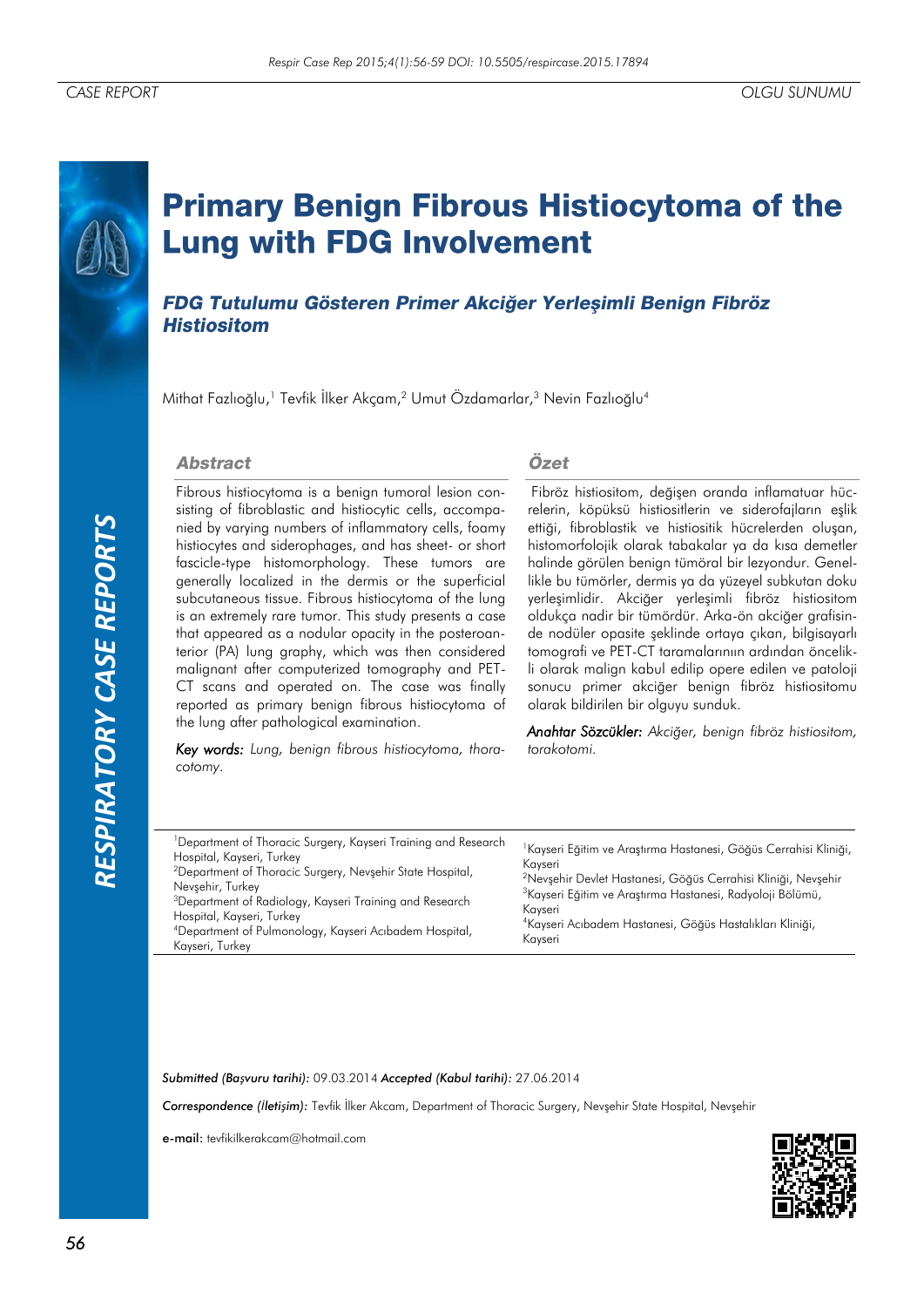CASE REPORT | OLGU SUNUMU

# Primary Benign Fibrous Histiocytoma of the Lung with FDG Involvement

## FDG Tutulumu Gösteren Primer Akciğer Yerleşimli Benign Fibröz Histiositom

Mithat Fazlıoğlu,[1] Tevfik İlker Akçam,[2] Umut Özdamarlar,[3] Nevin Fazlıoğlu[4]

### Abstract

Fibrous histiocytoma is a benign tumoral lesion consisting of fibroblastic and histiocytic cells, accompanied by varying numbers of inflammatory cells, foamy histiocytes and siderophages, and has sheet- or short fascicle-type histomorphology. These tumors are generally localized in the dermis or the superficial subcutaneous tissue. Fibrous histiocytoma of the lung is an extremely rare tumor. This study presents a case that appeared as a nodular opacity in the posteroanterior (PA) lung graphy, which was then considered malignant after computerized tomography and PET-CT scans and operated on. The case was finally reported as primary benign fibrous histiocytoma of the lung after pathological examination.

*Key words:* *Lung, benign fibrous histiocytoma, thoracotomy.*

### Özet

Fibröz histiositom, değişen oranda inflamatuar hücrelerin, köpüksü histiositlerin ve siderofajların eşlik ettiği, fibroblastik ve histiositik hücrelerden oluşan, histomorfolojik olarak tabakalar ya da kısa demetler halinde görülen benign tümöral bir lezyondur. Genellikle bu tümörler, dermis ya da yüzeyel subkutan doku yerleşimlidir. Akciğer yerleşimli fibröz histiositom oldukça nadir bir tümördür. Arka-ön akciğer grafisinde nodüler opasite şeklinde ortaya çıkan, bilgisayarlı tomografi ve PET-CT taramalarının ardından öncelikli olarak malign kabul edilip opere edilen ve patoloji sonucu primer akciğer benign fibröz histiositomu olarak bildirilen bir olguyu sunduk.

*Anahtar Sözcükler:* *Akciğer, benign fibröz histiositom, torakotomi.*

[1]Department of Thoracic Surgery, Kayseri Training and Research Hospital, Kayseri, Turkey
[2]Department of Thoracic Surgery, Nevşehir State Hospital, Nevşehir, Turkey
[3]Department of Radiology, Kayseri Training and Research Hospital, Kayseri, Turkey
[4]Department of Pulmonology, Kayseri Acıbadem Hospital, Kayseri, Turkey

[1]Kayseri Eğitim ve Araştırma Hastanesi, Göğüs Cerrahisi Kliniği, Kayseri
[2]Nevşehir Devlet Hastanesi, Göğüs Cerrahisi Kliniği, Nevşehir
[3]Kayseri Eğitim ve Araştırma Hastanesi, Radyoloji Bölümü, Kayseri
[4]Kayseri Acıbadem Hastanesi, Göğüs Hastalıkları Kliniği, Kayseri

***Submitted (Başvuru tarihi):*** 09.03.2014 ***Accepted (Kabul tarihi):*** 27.06.2014

***Correspondence (İletişim):*** Tevfik İlker Akcam, Department of Thoracic Surgery, Nevşehir State Hospital, Nevşehir

**e-mail:** tevfikilkerakcam@hotmail.com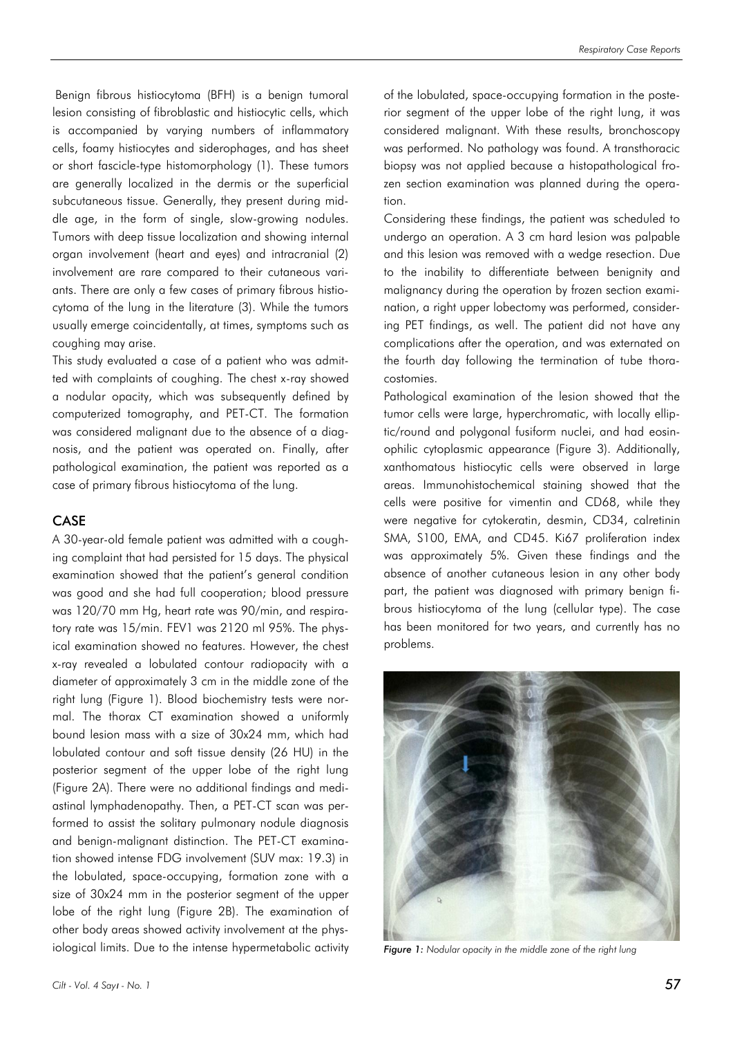Benign fibrous histiocytoma (BFH) is a benign tumoral lesion consisting of fibroblastic and histiocytic cells, which is accompanied by varying numbers of inflammatory cells, foamy histiocytes and siderophages, and has sheet or short fascicle-type histomorphology (1). These tumors are generally localized in the dermis or the superficial subcutaneous tissue. Generally, they present during middle age, in the form of single, slow-growing nodules. Tumors with deep tissue localization and showing internal organ involvement (heart and eyes) and intracranial (2) involvement are rare compared to their cutaneous variants. There are only a few cases of primary fibrous histiocytoma of the lung in the literature (3). While the tumors usually emerge coincidentally, at times, symptoms such as coughing may arise.

This study evaluated a case of a patient who was admitted with complaints of coughing. The chest x-ray showed a nodular opacity, which was subsequently defined by computerized tomography, and PET-CT. The formation was considered malignant due to the absence of a diagnosis, and the patient was operated on. Finally, after pathological examination, the patient was reported as a case of primary fibrous histiocytoma of the lung.

## CASE

A 30-year-old female patient was admitted with a coughing complaint that had persisted for 15 days. The physical examination showed that the patient's general condition was good and she had full cooperation; blood pressure was 120/70 mm Hg, heart rate was 90/min, and respiratory rate was 15/min. FEV1 was 2120 ml 95%. The physical examination showed no features. However, the chest x-ray revealed a lobulated contour radiopacity with a diameter of approximately 3 cm in the middle zone of the right lung (Figure 1). Blood biochemistry tests were normal. The thorax CT examination showed a uniformly bound lesion mass with a size of 30x24 mm, which had lobulated contour and soft tissue density (26 HU) in the posterior segment of the upper lobe of the right lung (Figure 2A). There were no additional findings and mediastinal lymphadenopathy. Then, a PET-CT scan was performed to assist the solitary pulmonary nodule diagnosis and benign-malignant distinction. The PET-CT examination showed intense FDG involvement (SUV max: 19.3) in the lobulated, space-occupying, formation zone with a size of 30x24 mm in the posterior segment of the upper lobe of the right lung (Figure 2B). The examination of other body areas showed activity involvement at the physiological limits. Due to the intense hypermetabolic activity of the lobulated, space-occupying formation in the posterior segment of the upper lobe of the right lung, it was considered malignant. With these results, bronchoscopy was performed. No pathology was found. A transthoracic biopsy was not applied because a histopathological frozen section examination was planned during the operation.

Considering these findings, the patient was scheduled to undergo an operation. A 3 cm hard lesion was palpable and this lesion was removed with a wedge resection. Due to the inability to differentiate between benignity and malignancy during the operation by frozen section examination, a right upper lobectomy was performed, considering PET findings, as well. The patient did not have any complications after the operation, and was externated on the fourth day following the termination of tube thoracostomies.

Pathological examination of the lesion showed that the tumor cells were large, hyperchromatic, with locally elliptic/round and polygonal fusiform nuclei, and had eosinophilic cytoplasmic appearance (Figure 3). Additionally, xanthomatous histiocytic cells were observed in large areas. Immunohistochemical staining showed that the cells were positive for vimentin and CD68, while they were negative for cytokeratin, desmin, CD34, calretinin SMA, S100, EMA, and CD45. Ki67 proliferation index was approximately 5%. Given these findings and the absence of another cutaneous lesion in any other body part, the patient was diagnosed with primary benign fibrous histiocytoma of the lung (cellular type). The case has been monitored for two years, and currently has no problems.

*Figure 1: Nodular opacity in the middle zone of the right lung*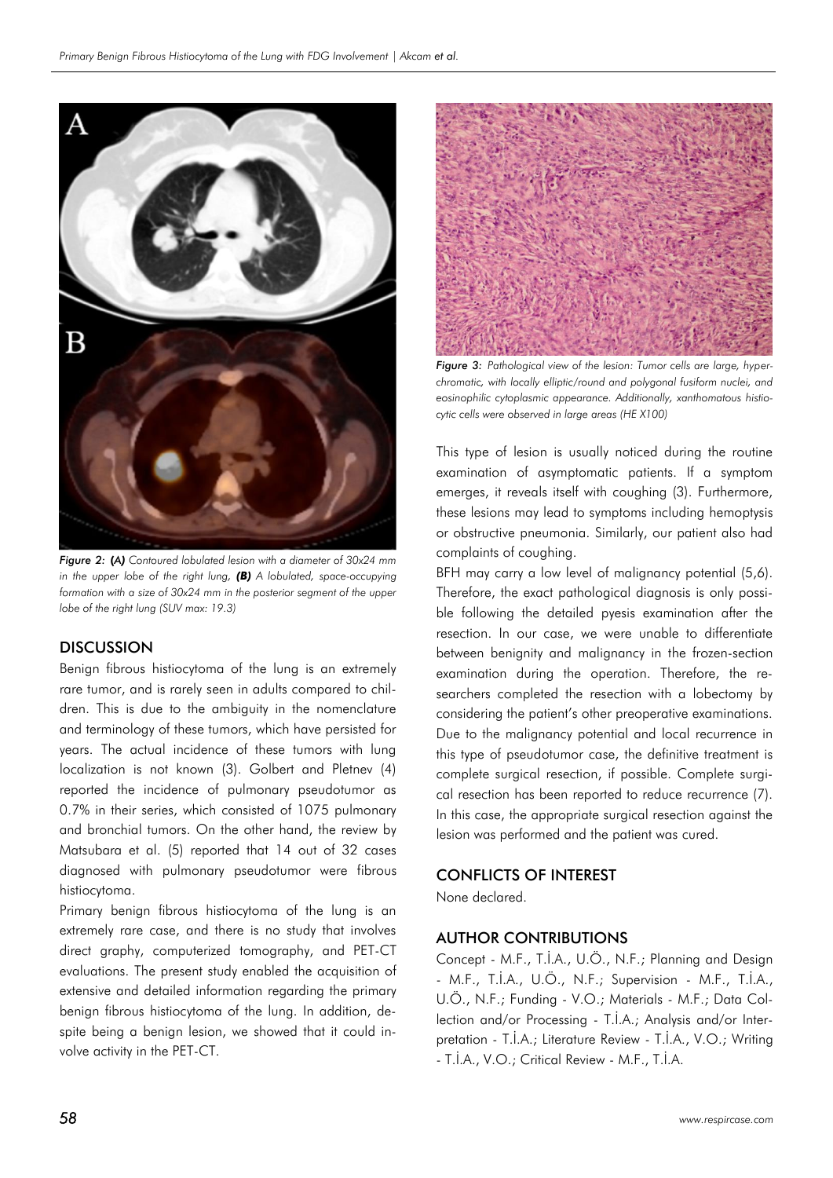*Figure 2:* ***(A)*** *Contoured lobulated lesion with a diameter of 30x24 mm in the upper lobe of the right lung,* ***(B)*** *A lobulated, space-occupying formation with a size of 30x24 mm in the posterior segment of the upper lobe of the right lung (SUV max: 19.3)*

## DISCUSSION

Benign fibrous histiocytoma of the lung is an extremely rare tumor, and is rarely seen in adults compared to children. This is due to the ambiguity in the nomenclature and terminology of these tumors, which have persisted for years. The actual incidence of these tumors with lung localization is not known (3). Golbert and Pletnev (4) reported the incidence of pulmonary pseudotumor as 0.7% in their series, which consisted of 1075 pulmonary and bronchial tumors. On the other hand, the review by Matsubara et al. (5) reported that 14 out of 32 cases diagnosed with pulmonary pseudotumor were fibrous histiocytoma.

Primary benign fibrous histiocytoma of the lung is an extremely rare case, and there is no study that involves direct graphy, computerized tomography, and PET-CT evaluations. The present study enabled the acquisition of extensive and detailed information regarding the primary benign fibrous histiocytoma of the lung. In addition, despite being a benign lesion, we showed that it could involve activity in the PET-CT.

*Figure 3: Pathological view of the lesion: Tumor cells are large, hyperchromatic, with locally elliptic/round and polygonal fusiform nuclei, and eosinophilic cytoplasmic appearance. Additionally, xanthomatous histiocytic cells were observed in large areas (HE X100)*

This type of lesion is usually noticed during the routine examination of asymptomatic patients. If a symptom emerges, it reveals itself with coughing (3). Furthermore, these lesions may lead to symptoms including hemoptysis or obstructive pneumonia. Similarly, our patient also had complaints of coughing.

BFH may carry a low level of malignancy potential (5,6). Therefore, the exact pathological diagnosis is only possible following the detailed pyesis examination after the resection. In our case, we were unable to differentiate between benignity and malignancy in the frozen-section examination during the operation. Therefore, the researchers completed the resection with a lobectomy by considering the patient's other preoperative examinations. Due to the malignancy potential and local recurrence in this type of pseudotumor case, the definitive treatment is complete surgical resection, if possible. Complete surgical resection has been reported to reduce recurrence (7). In this case, the appropriate surgical resection against the lesion was performed and the patient was cured.

## CONFLICTS OF INTEREST

None declared.

## AUTHOR CONTRIBUTIONS

Concept - M.F., T.İ.A., U.Ö., N.F.; Planning and Design - M.F., T.İ.A., U.Ö., N.F.; Supervision - M.F., T.İ.A., U.Ö., N.F.; Funding - V.O.; Materials - M.F.; Data Collection and/or Processing - T.İ.A.; Analysis and/or Interpretation - T.İ.A.; Literature Review - T.İ.A., V.O.; Writing - T.İ.A., V.O.; Critical Review - M.F., T.İ.A.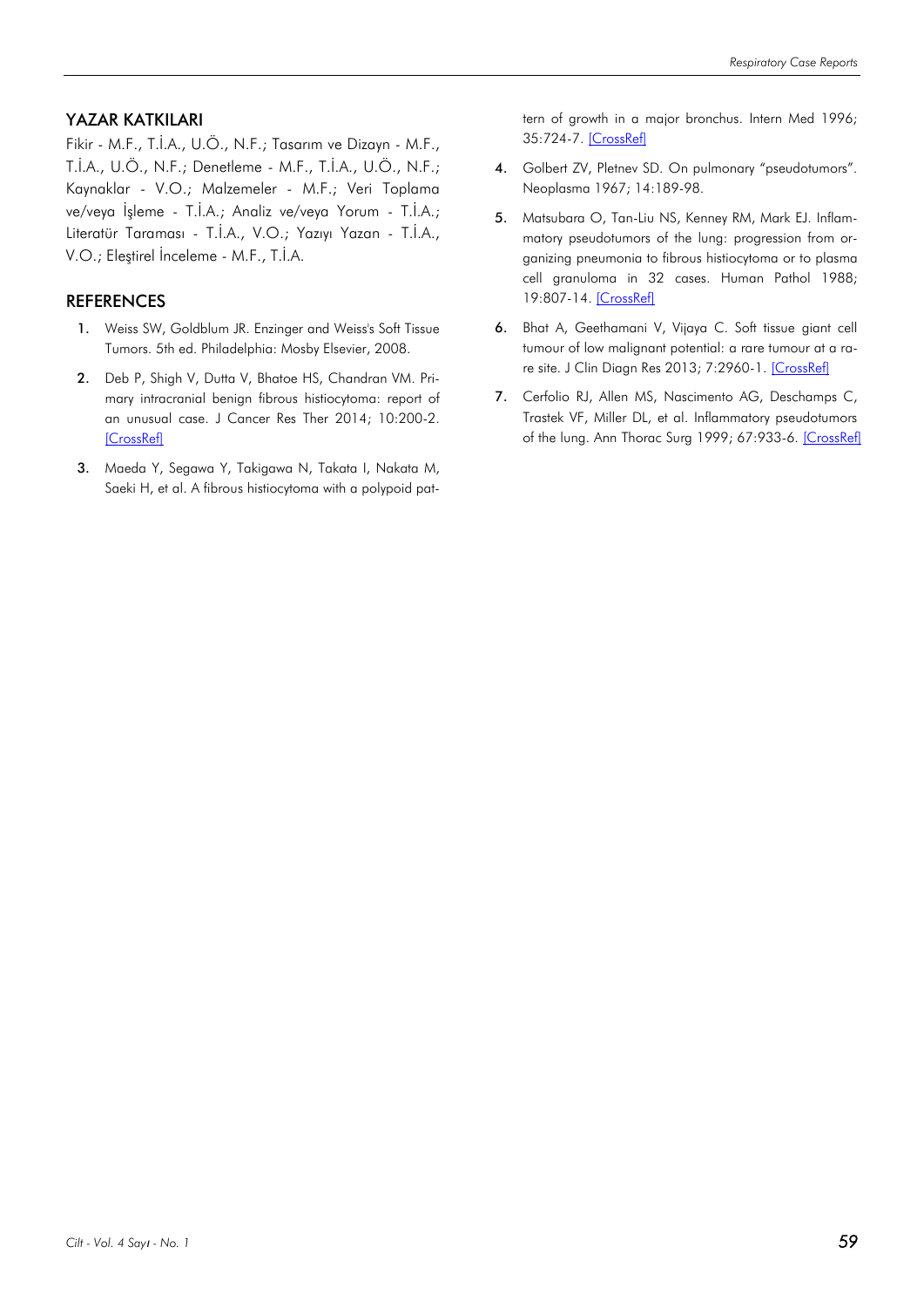## YAZAR KATKILARI

Fikir - M.F., T.İ.A., U.Ö., N.F.; Tasarım ve Dizayn - M.F., T.İ.A., U.Ö., N.F.; Denetleme - M.F., T.İ.A., U.Ö., N.F.; Kaynaklar - V.O.; Malzemeler - M.F.; Veri Toplama ve/veya İşleme - T.İ.A.; Analiz ve/veya Yorum - T.İ.A.; Literatür Taraması - T.İ.A., V.O.; Yazıyı Yazan - T.İ.A., V.O.; Eleştirel İnceleme - M.F., T.İ.A.

## REFERENCES

1. Weiss SW, Goldblum JR. Enzinger and Weiss's Soft Tissue Tumors. 5th ed. Philadelphia: Mosby Elsevier, 2008.
2. Deb P, Shigh V, Dutta V, Bhatoe HS, Chandran VM. Primary intracranial benign fibrous histiocytoma: report of an unusual case. J Cancer Res Ther 2014; 10:200-2. [CrossRef]
3. Maeda Y, Segawa Y, Takigawa N, Takata I, Nakata M, Saeki H, et al. A fibrous histiocytoma with a polypoid pattern of growth in a major bronchus. Intern Med 1996; 35:724-7. [CrossRef]
4. Golbert ZV, Pletnev SD. On pulmonary "pseudotumors". Neoplasma 1967; 14:189-98.
5. Matsubara O, Tan-Liu NS, Kenney RM, Mark EJ. Inflammatory pseudotumors of the lung: progression from organizing pneumonia to fibrous histiocytoma or to plasma cell granuloma in 32 cases. Human Pathol 1988; 19:807-14. [CrossRef]
6. Bhat A, Geethamani V, Vijaya C. Soft tissue giant cell tumour of low malignant potential: a rare tumour at a rare site. J Clin Diagn Res 2013; 7:2960-1. [CrossRef]
7. Cerfolio RJ, Allen MS, Nascimento AG, Deschamps C, Trastek VF, Miller DL, et al. Inflammatory pseudotumors of the lung. Ann Thorac Surg 1999; 67:933-6. [CrossRef]